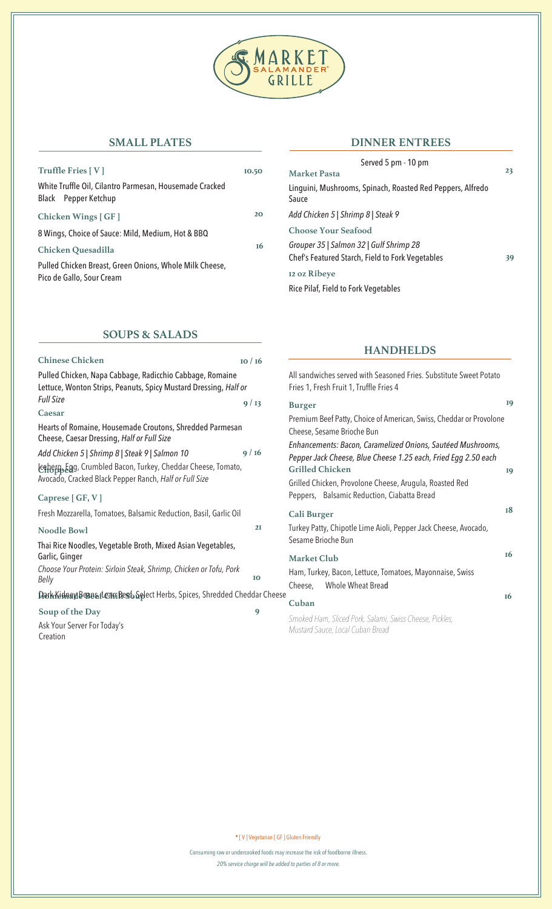# Market Salamander Grille

## SMALL PLATES

**Truffle Fries [ V ]** 10.50
White Truffle Oil, Cilantro Parmesan, Housemade Cracked Black Pepper Ketchup

**Chicken Wings [ GF ]** 20
8 Wings, Choice of Sauce: Mild, Medium, Hot & BBQ

**Chicken Quesadilla** 16
Pulled Chicken Breast, Green Onions, Whole Milk Cheese, Pico de Gallo, Sour Cream

## SOUPS & SALADS

**Chinese Chicken** 10 / 16
Pulled Chicken, Napa Cabbage, Radicchio Cabbage, Romaine Lettuce, Wonton Strips, Peanuts, Spicy Mustard Dressing, *Half or Full Size*

**Caesar** 9 / 13
Hearts of Romaine, Housemade Croutons, Shredded Parmesan Cheese, Caesar Dressing, *Half or Full Size*

*Add Chicken 5 | Shrimp 8 | Steak 9 | Salmon 10*

**Chopped** 9 / 16
Iceberg, Egg, Crumbled Bacon, Turkey, Cheddar Cheese, Tomato, Avocado, Cracked Black Pepper Ranch, *Half or Full Size*

**Caprese [ GF, V ]**
Fresh Mozzarella, Tomatoes, Balsamic Reduction, Basil, Garlic Oil

**Noodle Bowl** 21
Thai Rice Noodles, Vegetable Broth, Mixed Asian Vegetables, Garlic, Ginger
*Choose Your Protein: Sirloin Steak, Shrimp, Chicken or Tofu, Pork Belly*

**Homemade Beef Chili Soup** 10
Dark Kidney Beans, Lean Beef, Select Herbs, Spices, Shredded Cheddar Cheese

**Soup of the Day** 9
Ask Your Server For Today's Creation

## DINNER ENTREES

Served 5 pm - 10 pm

**Market Pasta** 23
Linguini, Mushrooms, Spinach, Roasted Red Peppers, Alfredo Sauce
*Add Chicken 5 | Shrimp 8 | Steak 9*

**Choose Your Seafood**
*Grouper 35 | Salmon 32 | Gulf Shrimp 28*
Chef's Featured Starch, Field to Fork Vegetables

**12 oz Ribeye** 39
Rice Pilaf, Field to Fork Vegetables

## HANDHELDS

All sandwiches served with Seasoned Fries. Substitute Sweet Potato Fries 1, Fresh Fruit 1, Truffle Fries 4

**Burger** 19
Premium Beef Patty, Choice of American, Swiss, Cheddar or Provolone Cheese, Sesame Brioche Bun
*Enhancements: Bacon, Caramelized Onions, Sautéed Mushrooms, Pepper Jack Cheese, Blue Cheese 1.25 each, Fried Egg 2.50 each*

**Grilled Chicken** 19
Grilled Chicken, Provolone Cheese, Arugula, Roasted Red Peppers, Balsamic Reduction, Ciabatta Bread

**Cali Burger** 18
Turkey Patty, Chipotle Lime Aioli, Pepper Jack Cheese, Avocado, Sesame Brioche Bun

**Market Club** 16
Ham, Turkey, Bacon, Lettuce, Tomatoes, Mayonnaise, Swiss Cheese, Whole Wheat Bread

**Cuban** 16
*Smoked Ham, Sliced Pork, Salami, Swiss Cheese, Pickles, Mustard Sauce, Local Cuban Bread*

* [ V ] Vegetarian [ GF ] Gluten Friendly

Consuming raw or undercooked foods may increase the risk of foodborne illness.

*20% service charge will be added to parties of 8 or more.*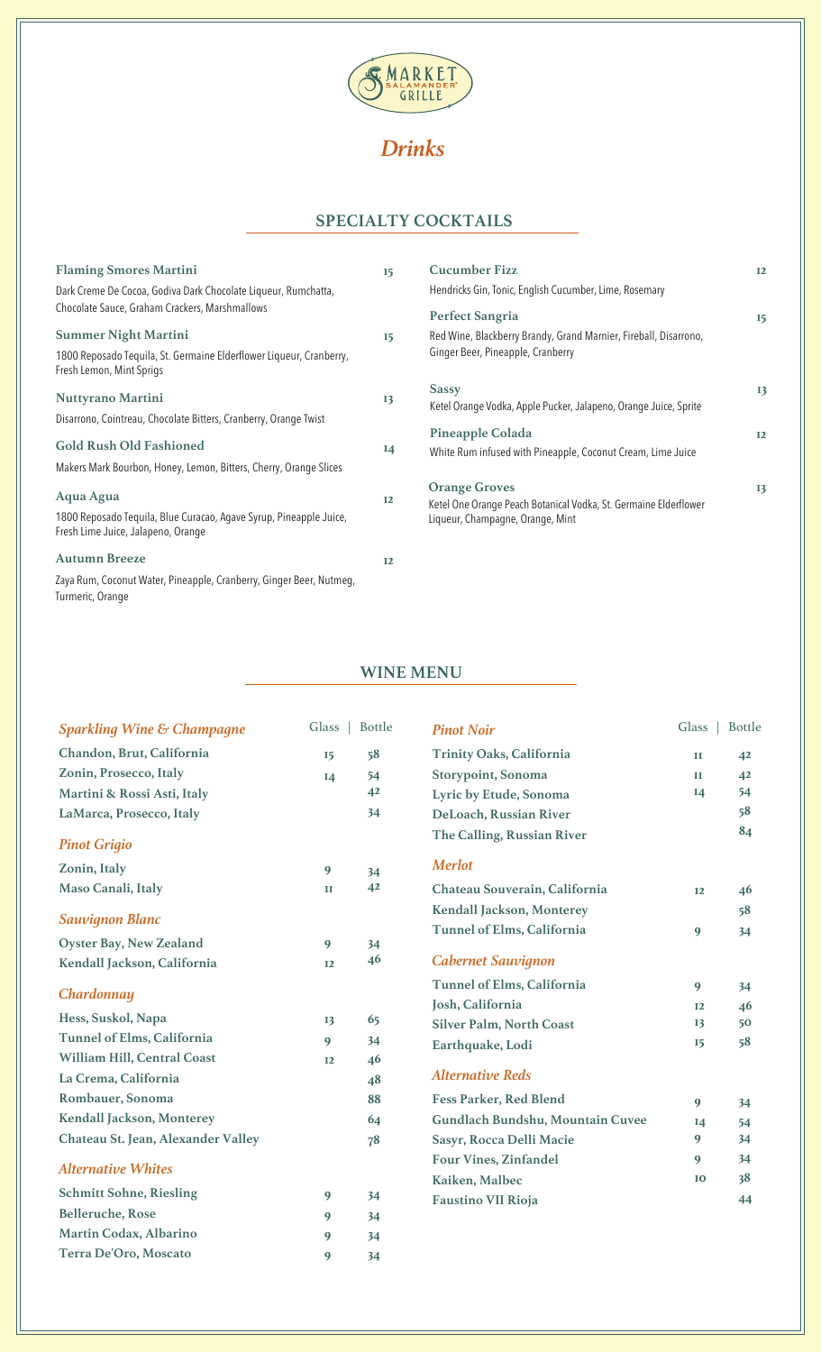MARKET
SALAMANDER
GRILLE

# *Drinks*

## SPECIALTY COCKTAILS

**Flaming Smores Martini** 15
Dark Creme De Cocoa, Godiva Dark Chocolate Liqueur, Rumchatta, Chocolate Sauce, Graham Crackers, Marshmallows

**Summer Night Martini** 15
1800 Reposado Tequila, St. Germaine Elderflower Liqueur, Cranberry, Fresh Lemon, Mint Sprigs

**Nuttyrano Martini** 13
Disarrono, Cointreau, Chocolate Bitters, Cranberry, Orange Twist

**Gold Rush Old Fashioned** 14
Makers Mark Bourbon, Honey, Lemon, Bitters, Cherry, Orange Slices

**Aqua Agua** 12
1800 Reposado Tequila, Blue Curacao, Agave Syrup, Pineapple Juice, Fresh Lime Juice, Jalapeno, Orange

**Autumn Breeze** 12
Zaya Rum, Coconut Water, Pineapple, Cranberry, Ginger Beer, Nutmeg, Turmeric, Orange

**Cucumber Fizz** 12
Hendricks Gin, Tonic, English Cucumber, Lime, Rosemary

**Perfect Sangria** 15
Red Wine, Blackberry Brandy, Grand Marnier, Fireball, Disarrono, Ginger Beer, Pineapple, Cranberry

**Sassy** 13
Ketel Orange Vodka, Apple Pucker, Jalapeno, Orange Juice, Sprite

**Pineapple Colada** 12
White Rum infused with Pineapple, Coconut Cream, Lime Juice

**Orange Groves** 13
Ketel One Orange Peach Botanical Vodka, St. Germaine Elderflower Liqueur, Champagne, Orange, Mint

## WINE MENU

| *Sparkling Wine & Champagne* | Glass | Bottle |
|---|---|---|
| **Chandon, Brut, California** | 15 | 58 |
| **Zonin, Prosecco, Italy** | 14 | 54 |
| **Martini & Rossi Asti, Italy** | | 42 |
| **LaMarca, Prosecco, Italy** | | 34 |
| ***Pinot Grigio*** | | |
| **Zonin, Italy** | 9 | 34 |
| **Maso Canali, Italy** | 11 | 42 |
| ***Sauvignon Blanc*** | | |
| **Oyster Bay, New Zealand** | 9 | 34 |
| **Kendall Jackson, California** | 12 | 46 |
| ***Chardonnay*** | | |
| **Hess, Suskol, Napa** | 13 | 65 |
| **Tunnel of Elms, California** | 9 | 34 |
| **William Hill, Central Coast** | 12 | 46 |
| **La Crema, California** | | 48 |
| **Rombauer, Sonoma** | | 88 |
| **Kendall Jackson, Monterey** | | 64 |
| **Chateau St. Jean, Alexander Valley** | | 78 |
| ***Alternative Whites*** | | |
| **Schmitt Sohne, Riesling** | 9 | 34 |
| **Belleruche, Rose** | 9 | 34 |
| **Martin Codax, Albarino** | 9 | 34 |
| **Terra De'Oro, Moscato** | 9 | 34 |

| *Pinot Noir* | Glass | Bottle |
|---|---|---|
| **Trinity Oaks, California** | 11 | 42 |
| **Storypoint, Sonoma** | 11 | 42 |
| **Lyric by Etude, Sonoma** | 14 | 54 |
| **DeLoach, Russian River** | | 58 |
| **The Calling, Russian River** | | 84 |
| ***Merlot*** | | |
| **Chateau Souverain, California** | 12 | 46 |
| **Kendall Jackson, Monterey** | | 58 |
| **Tunnel of Elms, California** | 9 | 34 |
| ***Cabernet Sauvignon*** | | |
| **Tunnel of Elms, California** | 9 | 34 |
| **Josh, California** | 12 | 46 |
| **Silver Palm, North Coast** | 13 | 50 |
| **Earthquake, Lodi** | 15 | 58 |
| ***Alternative Reds*** | | |
| **Fess Parker, Red Blend** | 9 | 34 |
| **Gundlach Bundshu, Mountain Cuvee** | 14 | 54 |
| **Sasyr, Rocca Delli Macie** | 9 | 34 |
| **Four Vines, Zinfandel** | 9 | 34 |
| **Kaiken, Malbec** | 10 | 38 |
| **Faustino VII Rioja** | | 44 |